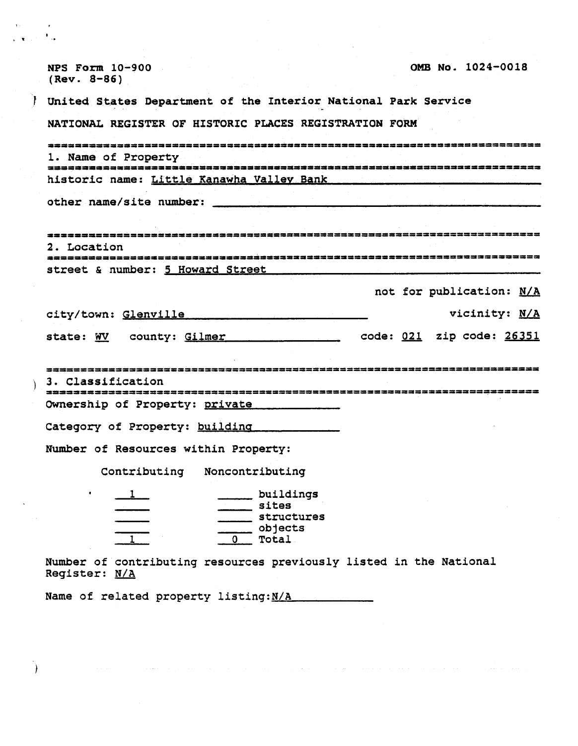NPS Form 10-900
(Rev. 8-86)

OMB No. 1024-0018

United States Department of the Interior National Park Service

NATIONAL REGISTER OF HISTORIC PLACES REGISTRATION FORM

## 1. Name of Property

historic name: Little Kanawha Valley Bank

other name/site number:

## 2. Location

street & number: 5 Howard Street

not for publication: N/A

city/town: Glenville

vicinity: N/A

state: WV county: Gilmer code: 021 zip code: 26351

## 3. Classification

Ownership of Property: private

Category of Property: building

Number of Resources within Property:

| Contributing | Noncontributing | |
|---|---|---|
| 1 | | buildings |
| | | sites |
| | | structures |
| | | objects |
| 1 | 0 | Total |

Number of contributing resources previously listed in the National Register: N/A

Name of related property listing: N/A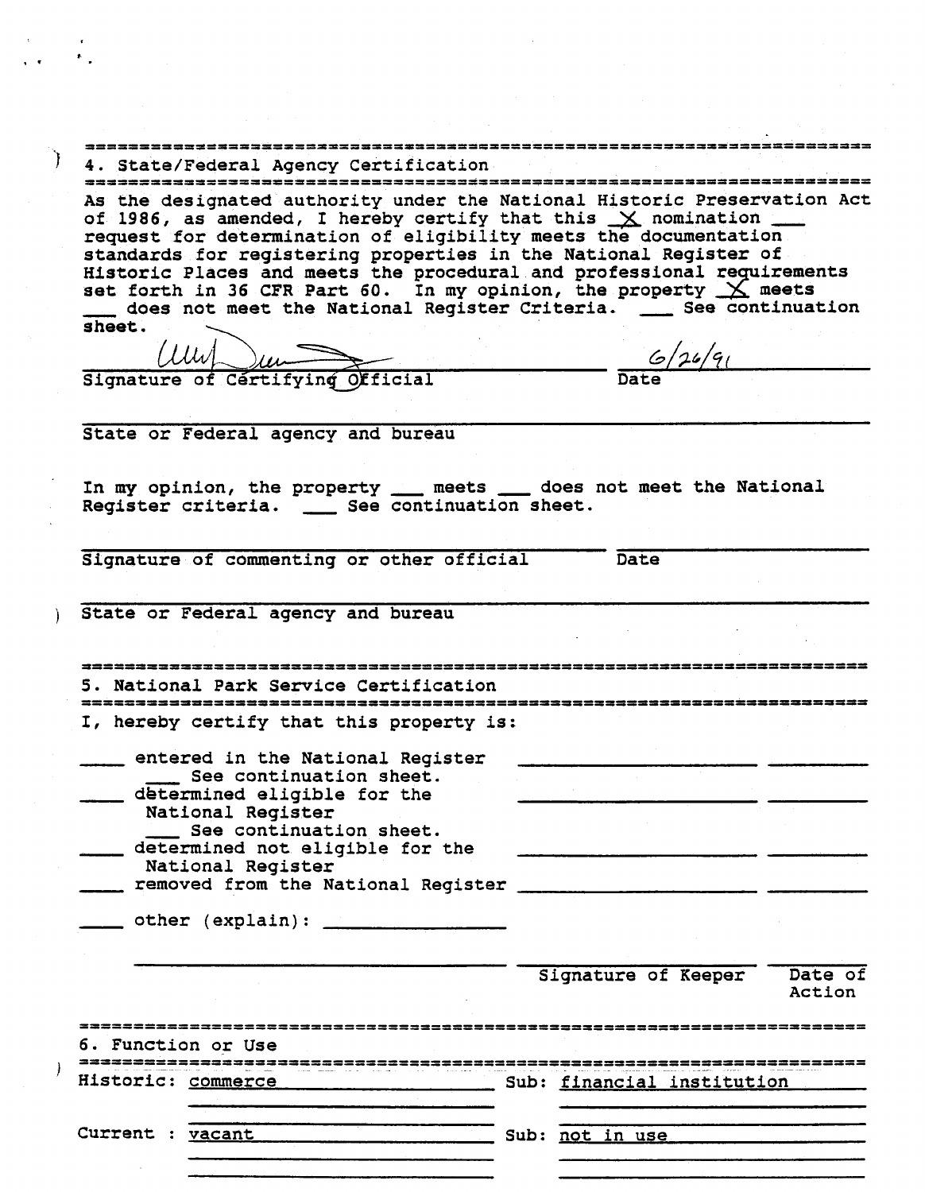## 4. State/Federal Agency Certification

As the designated authority under the National Historic Preservation Act of 1986, as amended, I hereby certify that this _X_ nomination ___ request for determination of eligibility meets the documentation standards for registering properties in the National Register of Historic Places and meets the procedural and professional requirements set forth in 36 CFR Part 60. In my opinion, the property _X_ meets ___ does not meet the National Register Criteria. ___ See continuation sheet.

Signature of Certifying Official: *(signature)* Date: 6/26/91

State or Federal agency and bureau: ______________________

In my opinion, the property ___ meets ___ does not meet the National Register criteria. ___ See continuation sheet.

Signature of commenting or other official: ______________________ Date: __________

State or Federal agency and bureau: ______________________

## 5. National Park Service Certification

I, hereby certify that this property is:

- ___ entered in the National Register
  - ___ See continuation sheet.
- ___ determined eligible for the National Register
  - ___ See continuation sheet.
- ___ determined not eligible for the National Register
- ___ removed from the National Register
- ___ other (explain): ______________________

Signature of Keeper: ______________________ Date of Action: __________

## 6. Function or Use

Historic: commerce Sub: financial institution

Current : vacant Sub: not in use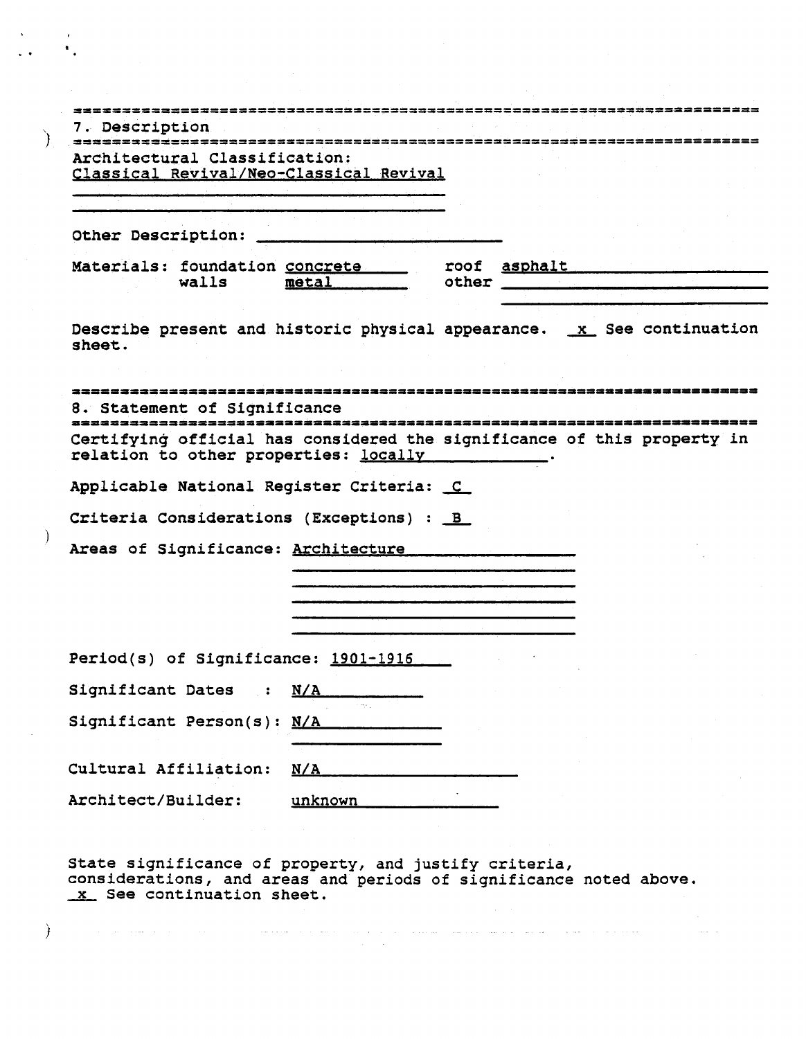## 7. Description

Architectural Classification:
Classical Revival/Neo-Classical Revival

Other Description:

Materials: foundation concrete roof asphalt
walls metal other

Describe present and historic physical appearance. x See continuation sheet.

## 8. Statement of Significance

Certifying official has considered the significance of this property in relation to other properties: locally.

Applicable National Register Criteria: C

Criteria Considerations (Exceptions) : B

Areas of Significance: Architecture

Period(s) of Significance: 1901-1916

Significant Dates : N/A

Significant Person(s): N/A

Cultural Affiliation: N/A

Architect/Builder: unknown

State significance of property, and justify criteria, considerations, and areas and periods of significance noted above.
x See continuation sheet.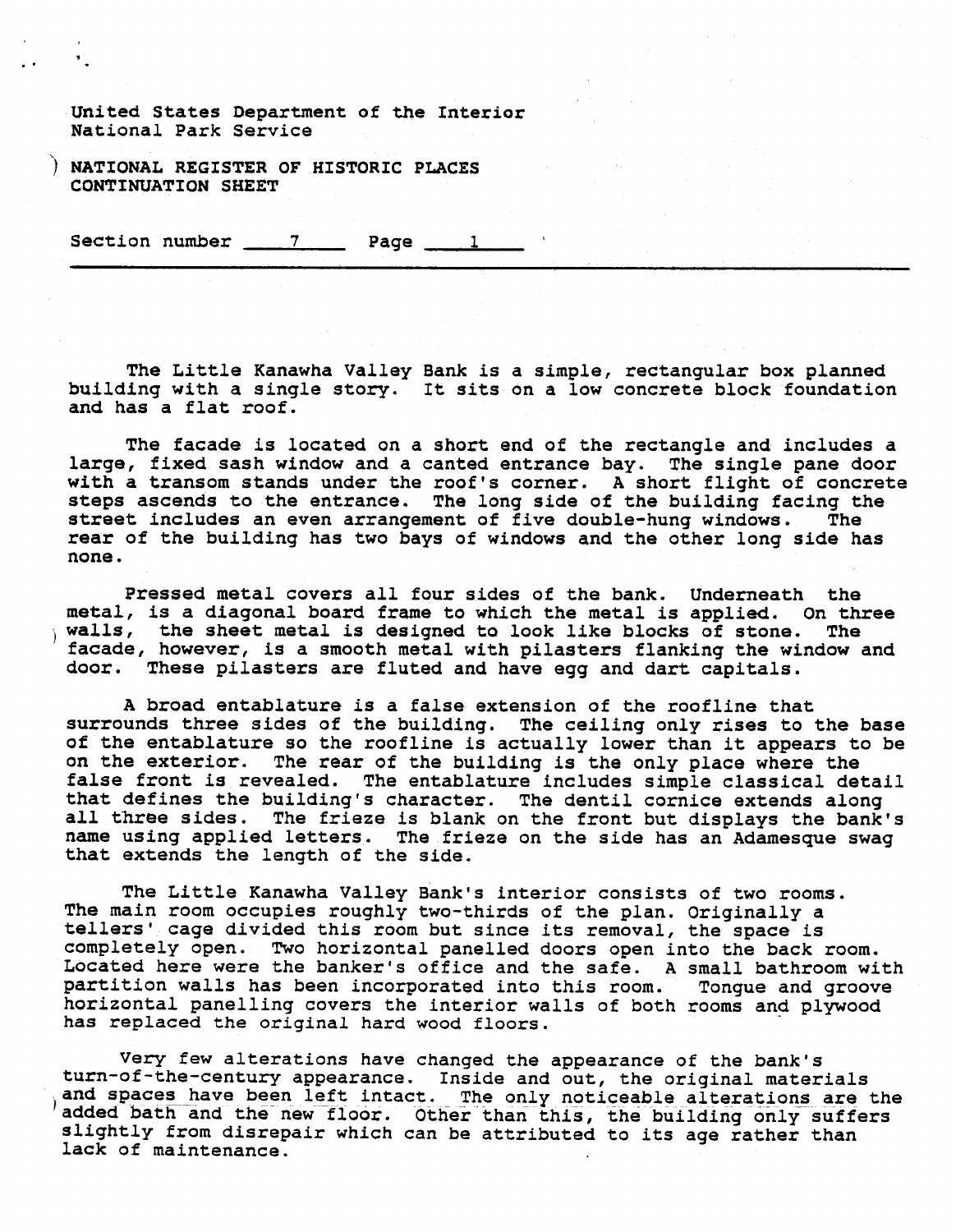United States Department of the Interior
National Park Service

NATIONAL REGISTER OF HISTORIC PLACES
CONTINUATION SHEET

Section number 7 Page 1

The Little Kanawha Valley Bank is a simple, rectangular box planned building with a single story. It sits on a low concrete block foundation and has a flat roof.

The facade is located on a short end of the rectangle and includes a large, fixed sash window and a canted entrance bay. The single pane door with a transom stands under the roof's corner. A short flight of concrete steps ascends to the entrance. The long side of the building facing the street includes an even arrangement of five double-hung windows. The rear of the building has two bays of windows and the other long side has none.

Pressed metal covers all four sides of the bank. Underneath the metal, is a diagonal board frame to which the metal is applied. On three walls, the sheet metal is designed to look like blocks of stone. The facade, however, is a smooth metal with pilasters flanking the window and door. These pilasters are fluted and have egg and dart capitals.

A broad entablature is a false extension of the roofline that surrounds three sides of the building. The ceiling only rises to the base of the entablature so the roofline is actually lower than it appears to be on the exterior. The rear of the building is the only place where the false front is revealed. The entablature includes simple classical detail that defines the building's character. The dentil cornice extends along all three sides. The frieze is blank on the front but displays the bank's name using applied letters. The frieze on the side has an Adamesque swag that extends the length of the side.

The Little Kanawha Valley Bank's interior consists of two rooms. The main room occupies roughly two-thirds of the plan. Originally a tellers' cage divided this room but since its removal, the space is completely open. Two horizontal panelled doors open into the back room. Located here were the banker's office and the safe. A small bathroom with partition walls has been incorporated into this room. Tongue and groove horizontal panelling covers the interior walls of both rooms and plywood has replaced the original hard wood floors.

Very few alterations have changed the appearance of the bank's turn-of-the-century appearance. Inside and out, the original materials and spaces have been left intact. The only noticeable alterations are the added bath and the new floor. Other than this, the building only suffers slightly from disrepair which can be attributed to its age rather than lack of maintenance.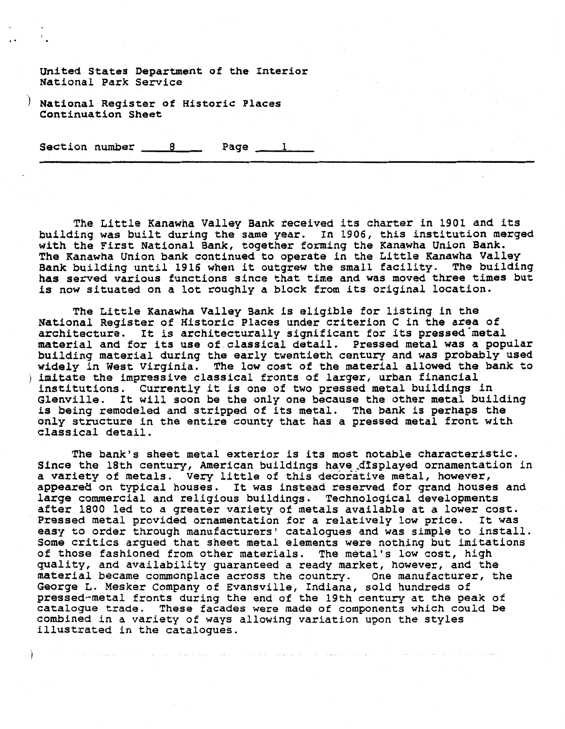United States Department of the Interior
National Park Service

National Register of Historic Places
Continuation Sheet

Section number 8 Page 1

---

The Little Kanawha Valley Bank received its charter in 1901 and its building was built during the same year. In 1906, this institution merged with the First National Bank, together forming the Kanawha Union Bank. The Kanawha Union bank continued to operate in the Little Kanawha Valley Bank building until 1916 when it outgrew the small facility. The building has served various functions since that time and was moved three times but is now situated on a lot roughly a block from its original location.

The Little Kanawha Valley Bank is eligible for listing in the National Register of Historic Places under criterion C in the area of architecture. It is architecturally significant for its pressed metal material and for its use of classical detail. Pressed metal was a popular building material during the early twentieth century and was probably used widely in West Virginia. The low cost of the material allowed the bank to imitate the impressive classical fronts of larger, urban financial institutions. Currently it is one of two pressed metal buildings in Glenville. It will soon be the only one because the other metal building is being remodeled and stripped of its metal. The bank is perhaps the only structure in the entire county that has a pressed metal front with classical detail.

The bank's sheet metal exterior is its most notable characteristic. Since the 18th century, American buildings have displayed ornamentation in a variety of metals. Very little of this decorative metal, however, appeared on typical houses. It was instead reserved for grand houses and large commercial and religious buildings. Technological developments after 1800 led to a greater variety of metals available at a lower cost. Pressed metal provided ornamentation for a relatively low price. It was easy to order through manufacturers' catalogues and was simple to install. Some critics argued that sheet metal elements were nothing but imitations of those fashioned from other materials. The metal's low cost, high quality, and availability guaranteed a ready market, however, and the material became commonplace across the country. One manufacturer, the George L. Mesker Company of Evansville, Indiana, sold hundreds of pressed-metal fronts during the end of the 19th century at the peak of catalogue trade. These facades were made of components which could be combined in a variety of ways allowing variation upon the styles illustrated in the catalogues.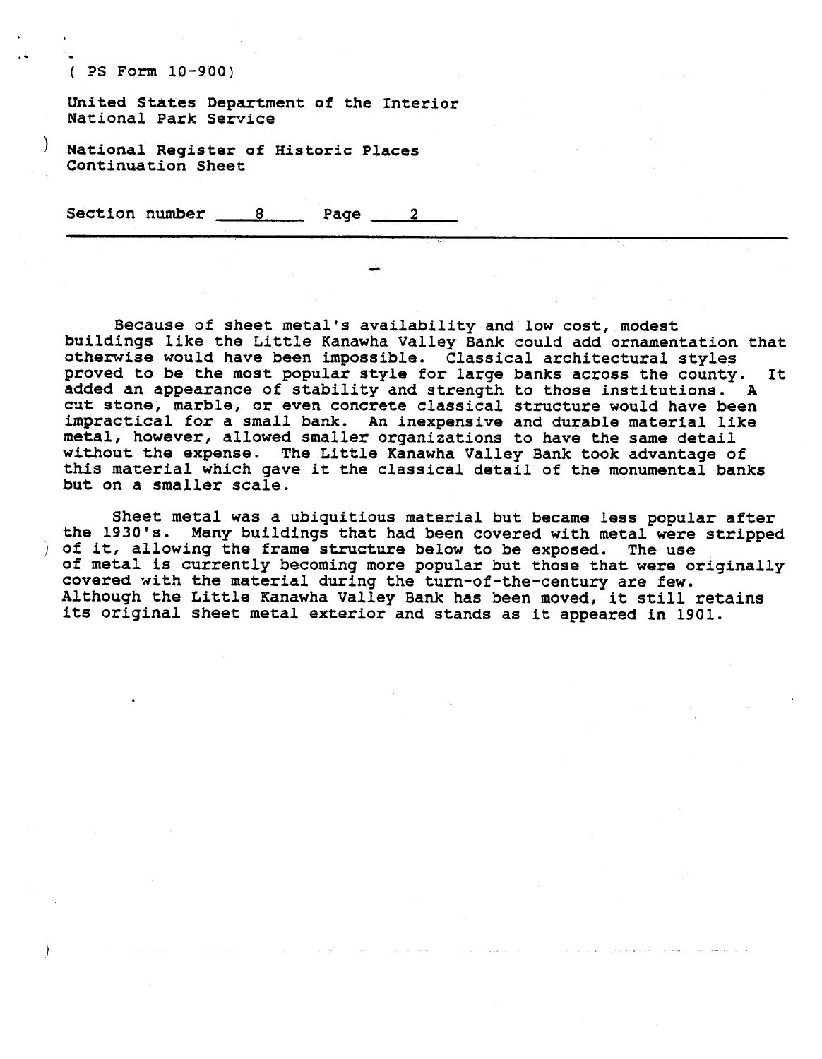( PS Form 10-900)

United States Department of the Interior
National Park Service

National Register of Historic Places
Continuation Sheet

Section number 8 Page 2

---

Because of sheet metal's availability and low cost, modest buildings like the Little Kanawha Valley Bank could add ornamentation that otherwise would have been impossible. Classical architectural styles proved to be the most popular style for large banks across the county. It added an appearance of stability and strength to those institutions. A cut stone, marble, or even concrete classical structure would have been impractical for a small bank. An inexpensive and durable material like metal, however, allowed smaller organizations to have the same detail without the expense. The Little Kanawha Valley Bank took advantage of this material which gave it the classical detail of the monumental banks but on a smaller scale.

Sheet metal was a ubiquitious material but became less popular after the 1930's. Many buildings that had been covered with metal were stripped of it, allowing the frame structure below to be exposed. The use of metal is currently becoming more popular but those that were originally covered with the material during the turn-of-the-century are few. Although the Little Kanawha Valley Bank has been moved, it still retains its original sheet metal exterior and stands as it appeared in 1901.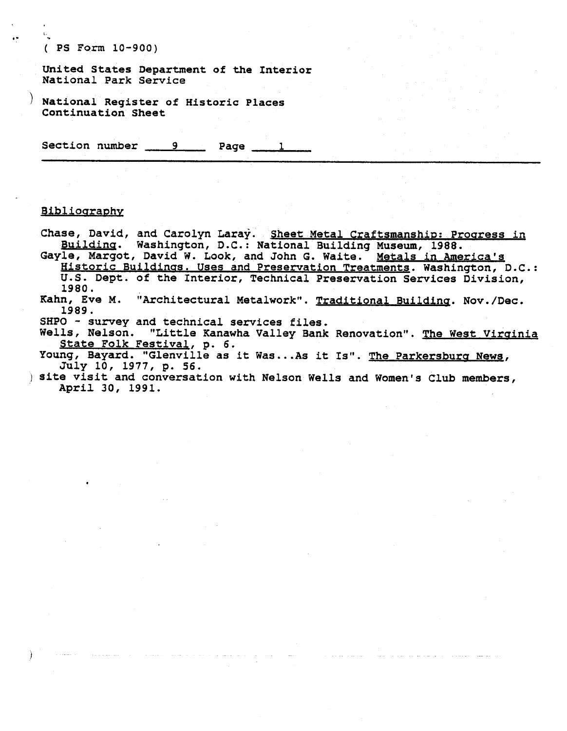( PS Form 10-900)

United States Department of the Interior
National Park Service

National Register of Historic Places
Continuation Sheet

Section number 9 Page 1

## Bibliography

Chase, David, and Carolyn Laray. Sheet Metal Craftsmanship: Progress in Building. Washington, D.C.: National Building Museum, 1988.

Gayle, Margot, David W. Look, and John G. Waite. Metals in America's Historic Buildings. Uses and Preservation Treatments. Washington, D.C.: U.S. Dept. of the Interior, Technical Preservation Services Division, 1980.

Kahn, Eve M. "Architectural Metalwork". Traditional Building. Nov./Dec. 1989.

SHPO - survey and technical services files.

Wells, Nelson. "Little Kanawha Valley Bank Renovation". The West Virginia State Folk Festival, p. 6.

Young, Bayard. "Glenville as it Was...As it Is". The Parkersburg News, July 10, 1977, p. 56.

site visit and conversation with Nelson Wells and Women's Club members, April 30, 1991.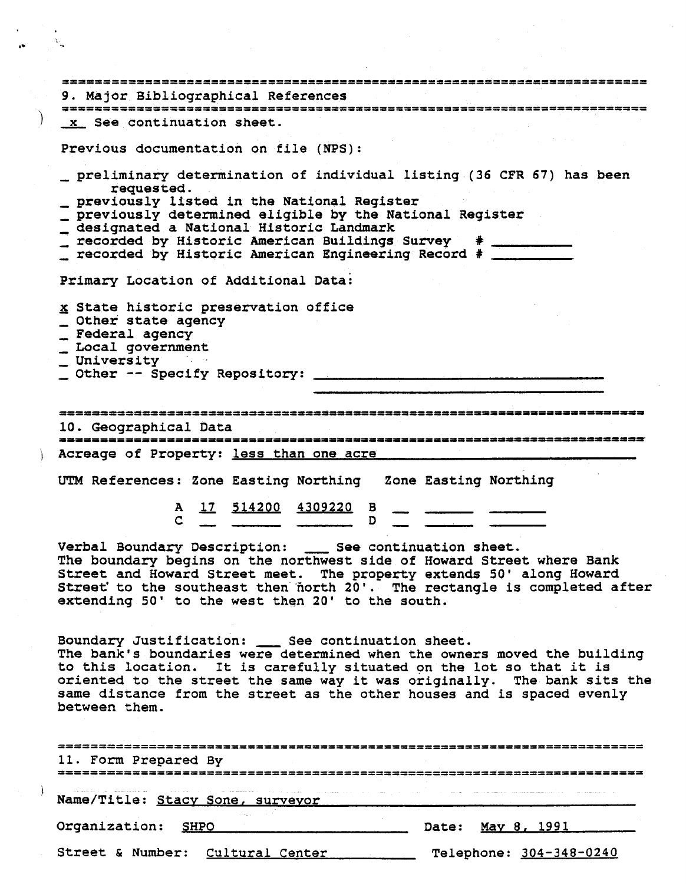## 9. Major Bibliographical References

_x_ See continuation sheet.

Previous documentation on file (NPS):

_ preliminary determination of individual listing (36 CFR 67) has been requested.
_ previously listed in the National Register
_ previously determined eligible by the National Register
_ designated a National Historic Landmark
_ recorded by Historic American Buildings Survey # ________
_ recorded by Historic American Engineering Record # ________

Primary Location of Additional Data:

x State historic preservation office
_ Other state agency
_ Federal agency
_ Local government
_ University
_ Other -- Specify Repository: ________________

## 10. Geographical Data

Acreage of Property: less than one acre

UTM References:

| | Zone | Easting | Northing | | Zone | Easting | Northing |
|---|---|---|---|---|---|---|---|
| A | 17 | 514200 | 4309220 | B | | | |
| C | | | | D | | | |

Verbal Boundary Description: ___ See continuation sheet.
The boundary begins on the northwest side of Howard Street where Bank Street and Howard Street meet. The property extends 50' along Howard Street to the southeast then north 20'. The rectangle is completed after extending 50' to the west then 20' to the south.

Boundary Justification: ___ See continuation sheet.
The bank's boundaries were determined when the owners moved the building to this location. It is carefully situated on the lot so that it is oriented to the street the same way it was originally. The bank sits the same distance from the street as the other houses and is spaced evenly between them.

## 11. Form Prepared By

Name/Title: Stacy Sone, surveyor

Organization: SHPO    Date: May 8, 1991

Street & Number: Cultural Center    Telephone: 304-348-0240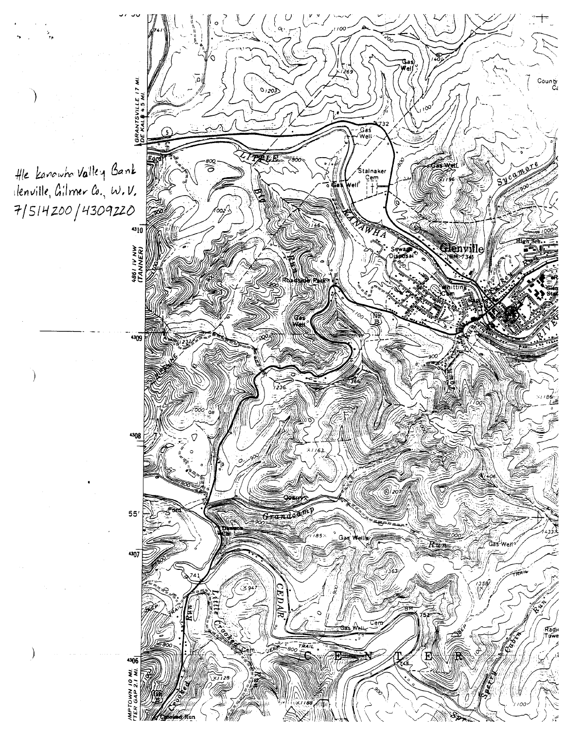Hle Kanawha Valley Bank
lenville, Gilmer Co., W.V.
7/514200/4309220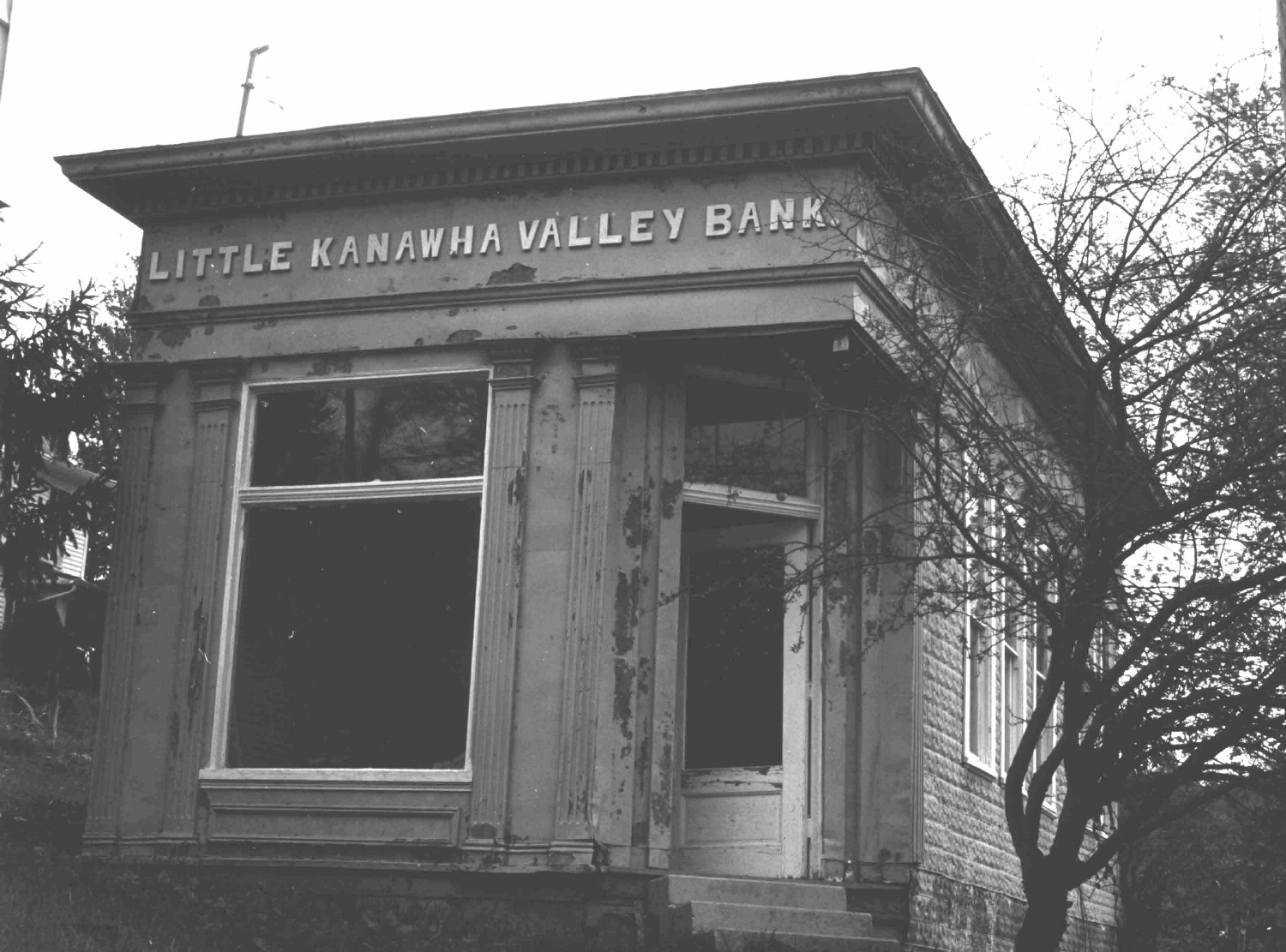LITTLE KANAWHA VALLEY BANK.